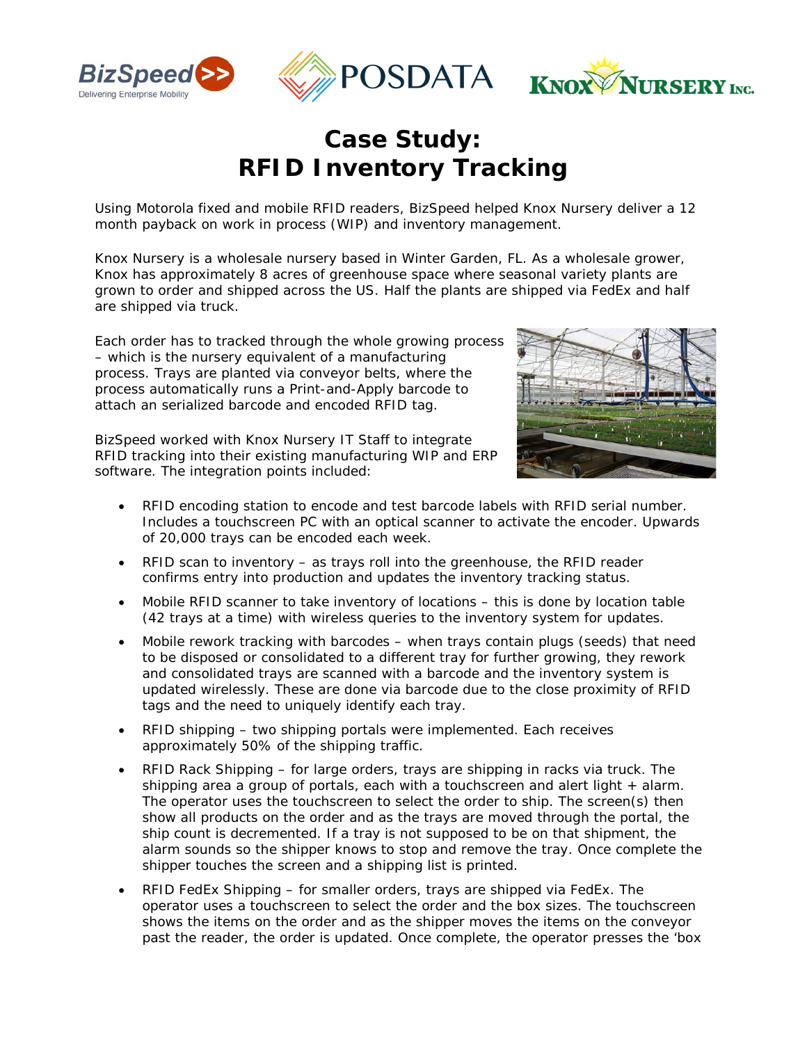# Case Study: RFID Inventory Tracking

Using Motorola fixed and mobile RFID readers, BizSpeed helped Knox Nursery deliver a 12 month payback on work in process (WIP) and inventory management.

Knox Nursery is a wholesale nursery based in Winter Garden, FL. As a wholesale grower, Knox has approximately 8 acres of greenhouse space where seasonal variety plants are grown to order and shipped across the US. Half the plants are shipped via FedEx and half are shipped via truck.

Each order has to tracked through the whole growing process – which is the nursery equivalent of a manufacturing process. Trays are planted via conveyor belts, where the process automatically runs a Print-and-Apply barcode to attach an serialized barcode and encoded RFID tag.

BizSpeed worked with Knox Nursery IT Staff to integrate RFID tracking into their existing manufacturing WIP and ERP software. The integration points included:

- RFID encoding station to encode and test barcode labels with RFID serial number. Includes a touchscreen PC with an optical scanner to activate the encoder. Upwards of 20,000 trays can be encoded each week.
- RFID scan to inventory – as trays roll into the greenhouse, the RFID reader confirms entry into production and updates the inventory tracking status.
- Mobile RFID scanner to take inventory of locations – this is done by location table (42 trays at a time) with wireless queries to the inventory system for updates.
- Mobile rework tracking with barcodes – when trays contain plugs (seeds) that need to be disposed or consolidated to a different tray for further growing, they rework and consolidated trays are scanned with a barcode and the inventory system is updated wirelessly. These are done via barcode due to the close proximity of RFID tags and the need to uniquely identify each tray.
- RFID shipping – two shipping portals were implemented. Each receives approximately 50% of the shipping traffic.
- RFID Rack Shipping – for large orders, trays are shipping in racks via truck. The shipping area a group of portals, each with a touchscreen and alert light + alarm. The operator uses the touchscreen to select the order to ship. The screen(s) then show all products on the order and as the trays are moved through the portal, the ship count is decremented. If a tray is not supposed to be on that shipment, the alarm sounds so the shipper knows to stop and remove the tray. Once complete the shipper touches the screen and a shipping list is printed.
- RFID FedEx Shipping – for smaller orders, trays are shipped via FedEx. The operator uses a touchscreen to select the order and the box sizes. The touchscreen shows the items on the order and as the shipper moves the items on the conveyor past the reader, the order is updated. Once complete, the operator presses the 'box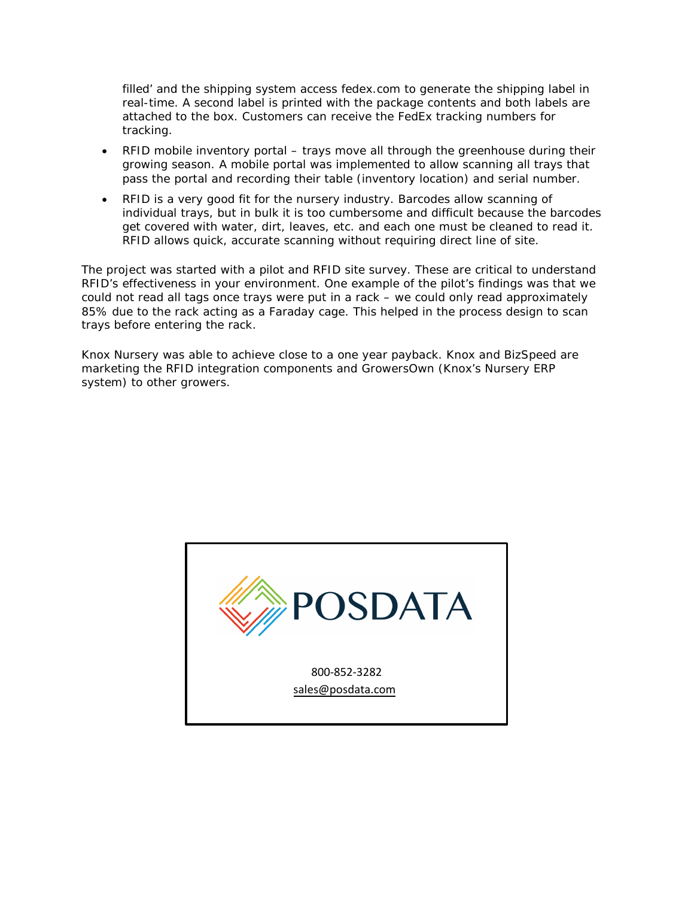filled' and the shipping system access fedex.com to generate the shipping label in real-time. A second label is printed with the package contents and both labels are attached to the box. Customers can receive the FedEx tracking numbers for tracking.

- RFID mobile inventory portal – trays move all through the greenhouse during their growing season. A mobile portal was implemented to allow scanning all trays that pass the portal and recording their table (inventory location) and serial number.
- RFID is a very good fit for the nursery industry. Barcodes allow scanning of individual trays, but in bulk it is too cumbersome and difficult because the barcodes get covered with water, dirt, leaves, etc. and each one must be cleaned to read it. RFID allows quick, accurate scanning without requiring direct line of site.

The project was started with a pilot and RFID site survey. These are critical to understand RFID's effectiveness in your environment. One example of the pilot's findings was that we could not read all tags once trays were put in a rack – we could only read approximately 85% due to the rack acting as a Faraday cage. This helped in the process design to scan trays before entering the rack.

Knox Nursery was able to achieve close to a one year payback. Knox and BizSpeed are marketing the RFID integration components and GrowersOwn (Knox's Nursery ERP system) to other growers.

POSDATA

800-852-3282

sales@posdata.com